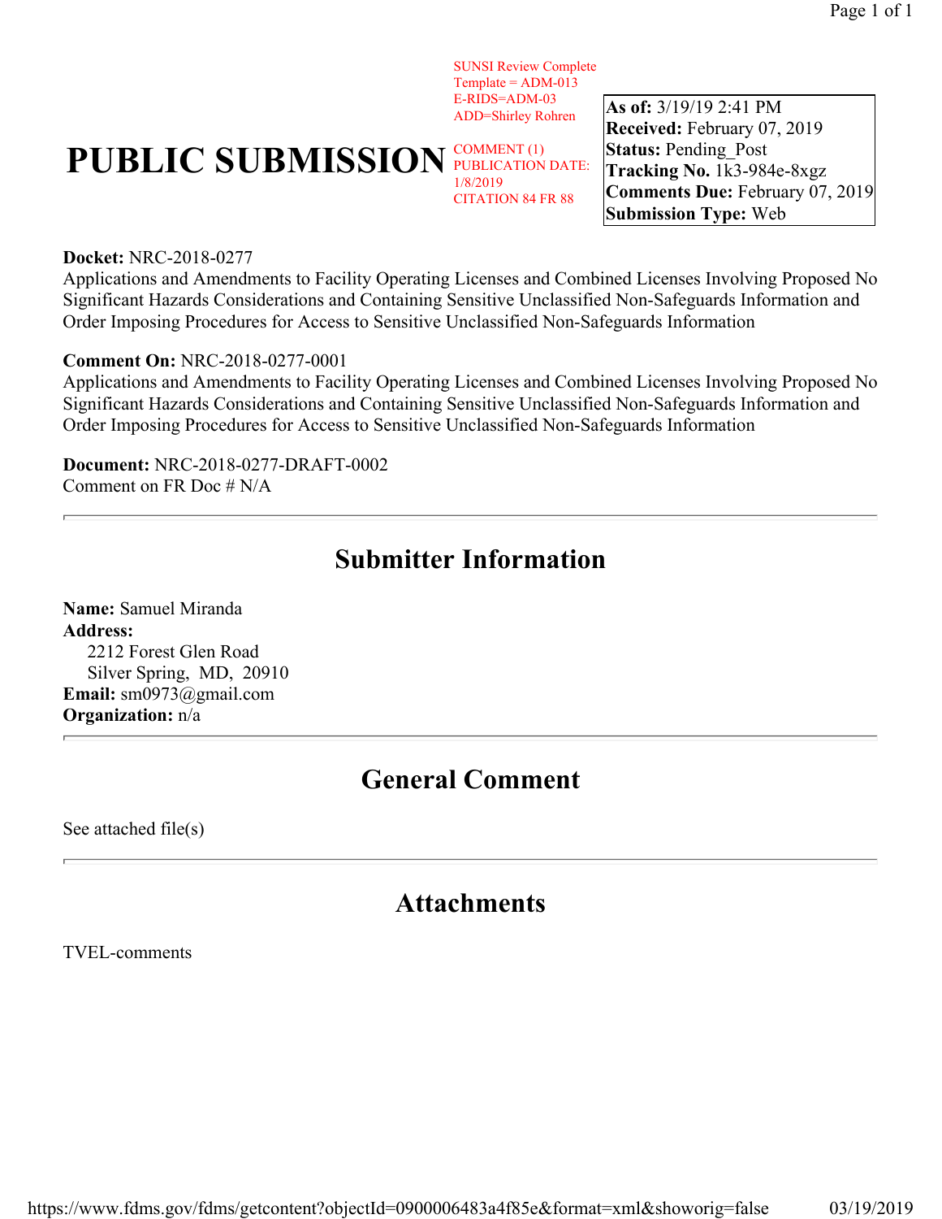SUNSI Review Complete
Template = ADM-013
E-RIDS=ADM-03
ADD=Shirley Rohren

# PUBLIC SUBMISSION

COMMENT (1)
PUBLICATION DATE: 1/8/2019
CITATION 84 FR 88

**As of:** 3/19/19 2:41 PM
**Received:** February 07, 2019
**Status:** Pending_Post
**Tracking No.** 1k3-984e-8xgz
**Comments Due:** February 07, 2019
**Submission Type:** Web

**Docket:** NRC-2018-0277
Applications and Amendments to Facility Operating Licenses and Combined Licenses Involving Proposed No Significant Hazards Considerations and Containing Sensitive Unclassified Non-Safeguards Information and Order Imposing Procedures for Access to Sensitive Unclassified Non-Safeguards Information

**Comment On:** NRC-2018-0277-0001
Applications and Amendments to Facility Operating Licenses and Combined Licenses Involving Proposed No Significant Hazards Considerations and Containing Sensitive Unclassified Non-Safeguards Information and Order Imposing Procedures for Access to Sensitive Unclassified Non-Safeguards Information

**Document:** NRC-2018-0277-DRAFT-0002
Comment on FR Doc # N/A

---

## Submitter Information

**Name:** Samuel Miranda
**Address:**
2212 Forest Glen Road
Silver Spring, MD, 20910
**Email:** sm0973@gmail.com
**Organization:** n/a

---

## General Comment

See attached file(s)

---

## Attachments

TVEL-comments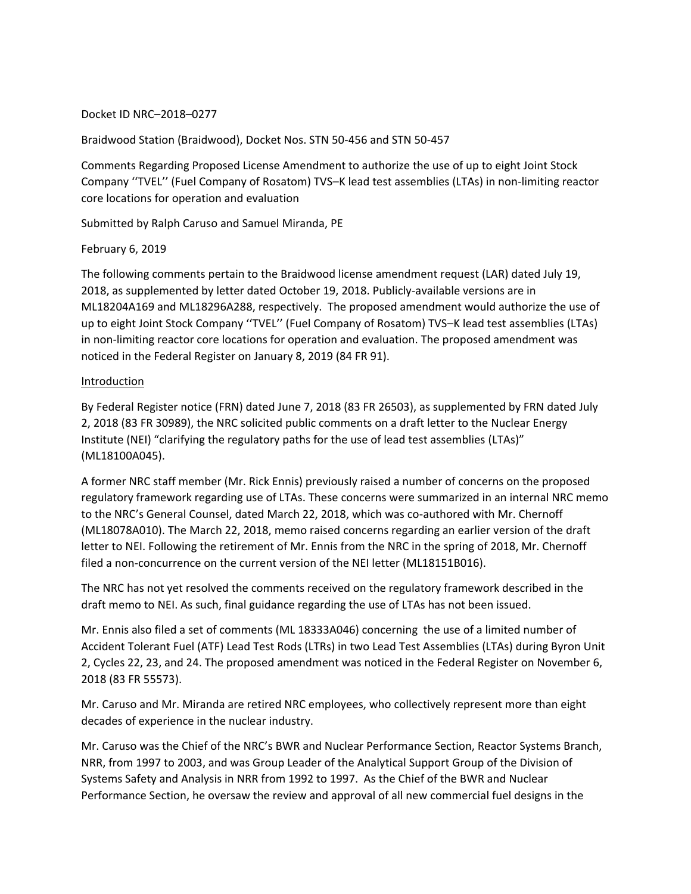Docket ID NRC–2018–0277

Braidwood Station (Braidwood), Docket Nos. STN 50-456 and STN 50-457

Comments Regarding Proposed License Amendment to authorize the use of up to eight Joint Stock Company ''TVEL'' (Fuel Company of Rosatom) TVS–K lead test assemblies (LTAs) in non-limiting reactor core locations for operation and evaluation

Submitted by Ralph Caruso and Samuel Miranda, PE

February 6, 2019

The following comments pertain to the Braidwood license amendment request (LAR) dated July 19, 2018, as supplemented by letter dated October 19, 2018. Publicly-available versions are in ML18204A169 and ML18296A288, respectively. The proposed amendment would authorize the use of up to eight Joint Stock Company ''TVEL'' (Fuel Company of Rosatom) TVS–K lead test assemblies (LTAs) in non-limiting reactor core locations for operation and evaluation. The proposed amendment was noticed in the Federal Register on January 8, 2019 (84 FR 91).

## Introduction

By Federal Register notice (FRN) dated June 7, 2018 (83 FR 26503), as supplemented by FRN dated July 2, 2018 (83 FR 30989), the NRC solicited public comments on a draft letter to the Nuclear Energy Institute (NEI) "clarifying the regulatory paths for the use of lead test assemblies (LTAs)" (ML18100A045).

A former NRC staff member (Mr. Rick Ennis) previously raised a number of concerns on the proposed regulatory framework regarding use of LTAs. These concerns were summarized in an internal NRC memo to the NRC's General Counsel, dated March 22, 2018, which was co-authored with Mr. Chernoff (ML18078A010). The March 22, 2018, memo raised concerns regarding an earlier version of the draft letter to NEI. Following the retirement of Mr. Ennis from the NRC in the spring of 2018, Mr. Chernoff filed a non-concurrence on the current version of the NEI letter (ML18151B016).

The NRC has not yet resolved the comments received on the regulatory framework described in the draft memo to NEI. As such, final guidance regarding the use of LTAs has not been issued.

Mr. Ennis also filed a set of comments (ML 18333A046) concerning the use of a limited number of Accident Tolerant Fuel (ATF) Lead Test Rods (LTRs) in two Lead Test Assemblies (LTAs) during Byron Unit 2, Cycles 22, 23, and 24. The proposed amendment was noticed in the Federal Register on November 6, 2018 (83 FR 55573).

Mr. Caruso and Mr. Miranda are retired NRC employees, who collectively represent more than eight decades of experience in the nuclear industry.

Mr. Caruso was the Chief of the NRC's BWR and Nuclear Performance Section, Reactor Systems Branch, NRR, from 1997 to 2003, and was Group Leader of the Analytical Support Group of the Division of Systems Safety and Analysis in NRR from 1992 to 1997. As the Chief of the BWR and Nuclear Performance Section, he oversaw the review and approval of all new commercial fuel designs in the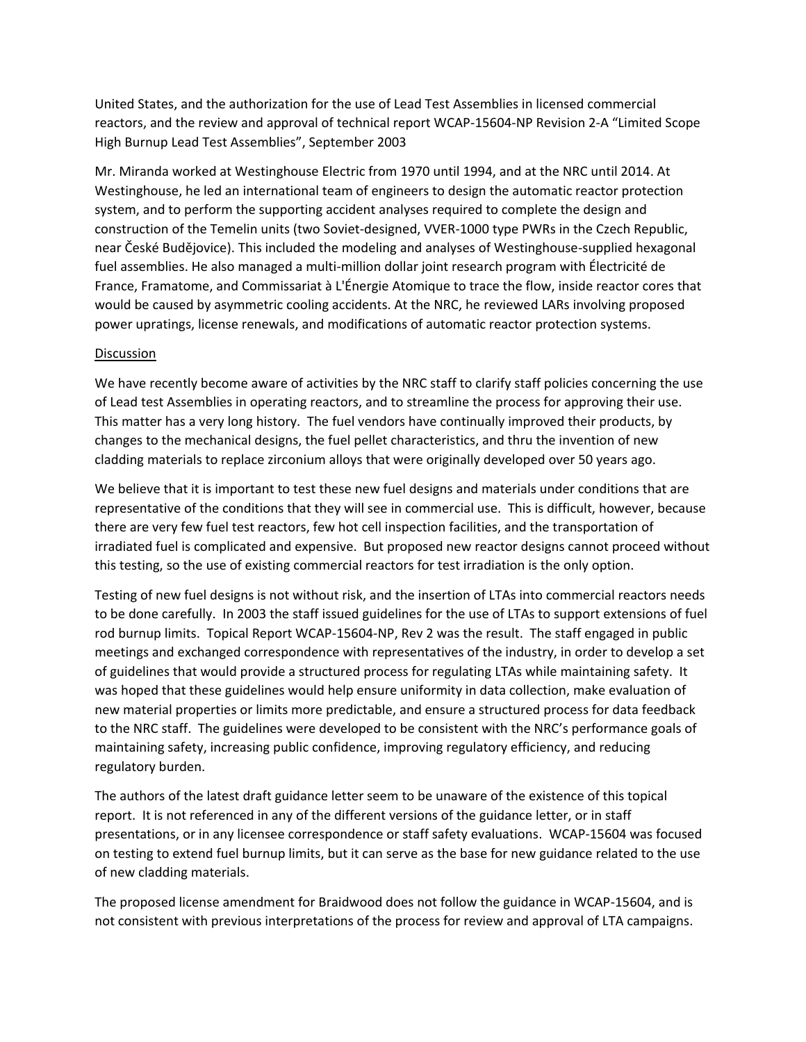United States, and the authorization for the use of Lead Test Assemblies in licensed commercial reactors, and the review and approval of technical report WCAP-15604-NP Revision 2-A "Limited Scope High Burnup Lead Test Assemblies", September 2003

Mr. Miranda worked at Westinghouse Electric from 1970 until 1994, and at the NRC until 2014. At Westinghouse, he led an international team of engineers to design the automatic reactor protection system, and to perform the supporting accident analyses required to complete the design and construction of the Temelin units (two Soviet-designed, VVER-1000 type PWRs in the Czech Republic, near České Budějovice). This included the modeling and analyses of Westinghouse-supplied hexagonal fuel assemblies. He also managed a multi-million dollar joint research program with Électricité de France, Framatome, and Commissariat à L'Énergie Atomique to trace the flow, inside reactor cores that would be caused by asymmetric cooling accidents. At the NRC, he reviewed LARs involving proposed power upratings, license renewals, and modifications of automatic reactor protection systems.

<u>Discussion</u>

We have recently become aware of activities by the NRC staff to clarify staff policies concerning the use of Lead test Assemblies in operating reactors, and to streamline the process for approving their use. This matter has a very long history. The fuel vendors have continually improved their products, by changes to the mechanical designs, the fuel pellet characteristics, and thru the invention of new cladding materials to replace zirconium alloys that were originally developed over 50 years ago.

We believe that it is important to test these new fuel designs and materials under conditions that are representative of the conditions that they will see in commercial use. This is difficult, however, because there are very few fuel test reactors, few hot cell inspection facilities, and the transportation of irradiated fuel is complicated and expensive. But proposed new reactor designs cannot proceed without this testing, so the use of existing commercial reactors for test irradiation is the only option.

Testing of new fuel designs is not without risk, and the insertion of LTAs into commercial reactors needs to be done carefully. In 2003 the staff issued guidelines for the use of LTAs to support extensions of fuel rod burnup limits. Topical Report WCAP-15604-NP, Rev 2 was the result. The staff engaged in public meetings and exchanged correspondence with representatives of the industry, in order to develop a set of guidelines that would provide a structured process for regulating LTAs while maintaining safety. It was hoped that these guidelines would help ensure uniformity in data collection, make evaluation of new material properties or limits more predictable, and ensure a structured process for data feedback to the NRC staff. The guidelines were developed to be consistent with the NRC's performance goals of maintaining safety, increasing public confidence, improving regulatory efficiency, and reducing regulatory burden.

The authors of the latest draft guidance letter seem to be unaware of the existence of this topical report. It is not referenced in any of the different versions of the guidance letter, or in staff presentations, or in any licensee correspondence or staff safety evaluations. WCAP-15604 was focused on testing to extend fuel burnup limits, but it can serve as the base for new guidance related to the use of new cladding materials.

The proposed license amendment for Braidwood does not follow the guidance in WCAP-15604, and is not consistent with previous interpretations of the process for review and approval of LTA campaigns.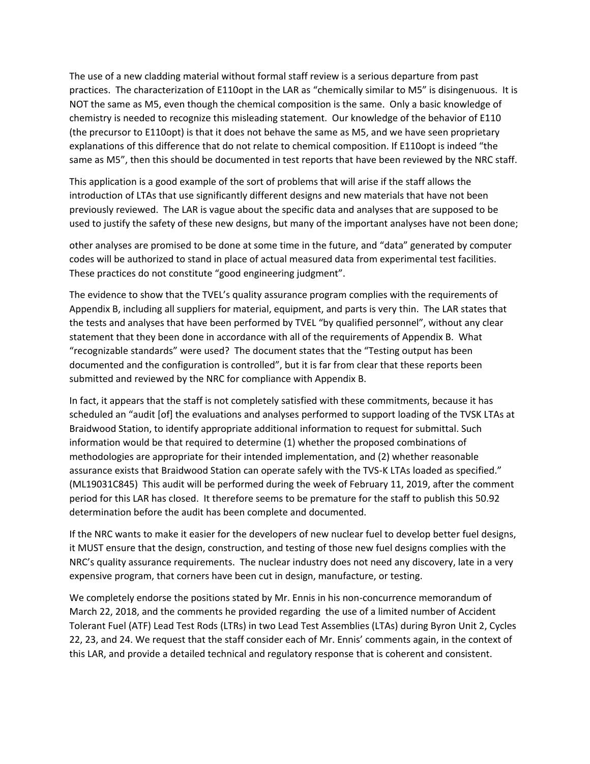The use of a new cladding material without formal staff review is a serious departure from past practices. The characterization of E110opt in the LAR as "chemically similar to M5" is disingenuous. It is NOT the same as M5, even though the chemical composition is the same. Only a basic knowledge of chemistry is needed to recognize this misleading statement. Our knowledge of the behavior of E110 (the precursor to E110opt) is that it does not behave the same as M5, and we have seen proprietary explanations of this difference that do not relate to chemical composition. If E110opt is indeed "the same as M5", then this should be documented in test reports that have been reviewed by the NRC staff.

This application is a good example of the sort of problems that will arise if the staff allows the introduction of LTAs that use significantly different designs and new materials that have not been previously reviewed. The LAR is vague about the specific data and analyses that are supposed to be used to justify the safety of these new designs, but many of the important analyses have not been done;

other analyses are promised to be done at some time in the future, and "data" generated by computer codes will be authorized to stand in place of actual measured data from experimental test facilities. These practices do not constitute "good engineering judgment".

The evidence to show that the TVEL's quality assurance program complies with the requirements of Appendix B, including all suppliers for material, equipment, and parts is very thin. The LAR states that the tests and analyses that have been performed by TVEL "by qualified personnel", without any clear statement that they been done in accordance with all of the requirements of Appendix B. What "recognizable standards" were used? The document states that the "Testing output has been documented and the configuration is controlled", but it is far from clear that these reports been submitted and reviewed by the NRC for compliance with Appendix B.

In fact, it appears that the staff is not completely satisfied with these commitments, because it has scheduled an "audit [of] the evaluations and analyses performed to support loading of the TVSK LTAs at Braidwood Station, to identify appropriate additional information to request for submittal. Such information would be that required to determine (1) whether the proposed combinations of methodologies are appropriate for their intended implementation, and (2) whether reasonable assurance exists that Braidwood Station can operate safely with the TVS-K LTAs loaded as specified." (ML19031C845) This audit will be performed during the week of February 11, 2019, after the comment period for this LAR has closed. It therefore seems to be premature for the staff to publish this 50.92 determination before the audit has been complete and documented.

If the NRC wants to make it easier for the developers of new nuclear fuel to develop better fuel designs, it MUST ensure that the design, construction, and testing of those new fuel designs complies with the NRC's quality assurance requirements. The nuclear industry does not need any discovery, late in a very expensive program, that corners have been cut in design, manufacture, or testing.

We completely endorse the positions stated by Mr. Ennis in his non-concurrence memorandum of March 22, 2018, and the comments he provided regarding the use of a limited number of Accident Tolerant Fuel (ATF) Lead Test Rods (LTRs) in two Lead Test Assemblies (LTAs) during Byron Unit 2, Cycles 22, 23, and 24. We request that the staff consider each of Mr. Ennis' comments again, in the context of this LAR, and provide a detailed technical and regulatory response that is coherent and consistent.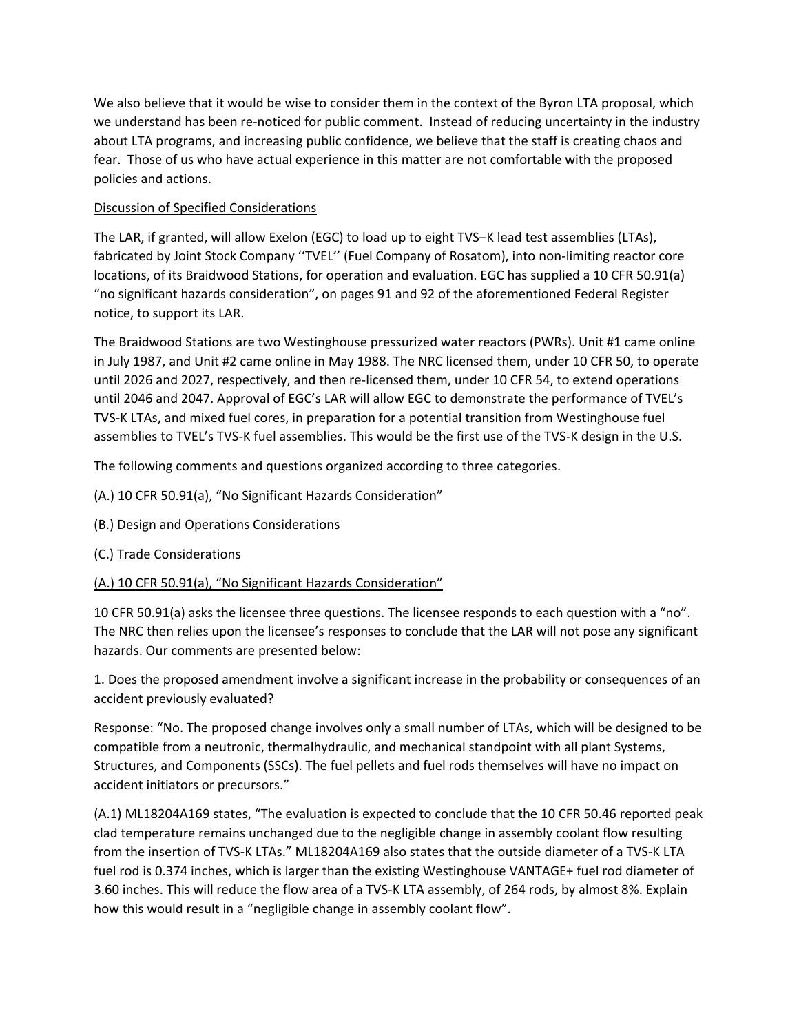We also believe that it would be wise to consider them in the context of the Byron LTA proposal, which we understand has been re-noticed for public comment. Instead of reducing uncertainty in the industry about LTA programs, and increasing public confidence, we believe that the staff is creating chaos and fear. Those of us who have actual experience in this matter are not comfortable with the proposed policies and actions.

<u>Discussion of Specified Considerations</u>

The LAR, if granted, will allow Exelon (EGC) to load up to eight TVS–K lead test assemblies (LTAs), fabricated by Joint Stock Company ''TVEL'' (Fuel Company of Rosatom), into non-limiting reactor core locations, of its Braidwood Stations, for operation and evaluation. EGC has supplied a 10 CFR 50.91(a) "no significant hazards consideration", on pages 91 and 92 of the aforementioned Federal Register notice, to support its LAR.

The Braidwood Stations are two Westinghouse pressurized water reactors (PWRs). Unit #1 came online in July 1987, and Unit #2 came online in May 1988. The NRC licensed them, under 10 CFR 50, to operate until 2026 and 2027, respectively, and then re-licensed them, under 10 CFR 54, to extend operations until 2046 and 2047. Approval of EGC's LAR will allow EGC to demonstrate the performance of TVEL's TVS-K LTAs, and mixed fuel cores, in preparation for a potential transition from Westinghouse fuel assemblies to TVEL's TVS-K fuel assemblies. This would be the first use of the TVS-K design in the U.S.

The following comments and questions organized according to three categories.

(A.) 10 CFR 50.91(a), "No Significant Hazards Consideration"

(B.) Design and Operations Considerations

(C.) Trade Considerations

<u>(A.) 10 CFR 50.91(a), "No Significant Hazards Consideration"</u>

10 CFR 50.91(a) asks the licensee three questions. The licensee responds to each question with a "no". The NRC then relies upon the licensee's responses to conclude that the LAR will not pose any significant hazards. Our comments are presented below:

1. Does the proposed amendment involve a significant increase in the probability or consequences of an accident previously evaluated?

Response: "No. The proposed change involves only a small number of LTAs, which will be designed to be compatible from a neutronic, thermalhydraulic, and mechanical standpoint with all plant Systems, Structures, and Components (SSCs). The fuel pellets and fuel rods themselves will have no impact on accident initiators or precursors."

(A.1) ML18204A169 states, "The evaluation is expected to conclude that the 10 CFR 50.46 reported peak clad temperature remains unchanged due to the negligible change in assembly coolant flow resulting from the insertion of TVS-K LTAs." ML18204A169 also states that the outside diameter of a TVS-K LTA fuel rod is 0.374 inches, which is larger than the existing Westinghouse VANTAGE+ fuel rod diameter of 3.60 inches. This will reduce the flow area of a TVS-K LTA assembly, of 264 rods, by almost 8%. Explain how this would result in a "negligible change in assembly coolant flow".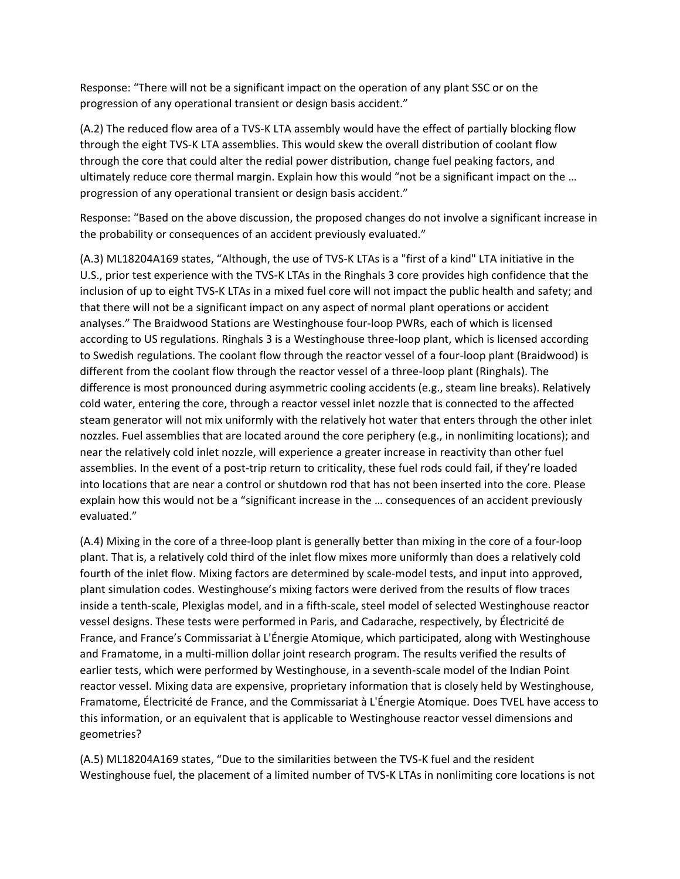Response: "There will not be a significant impact on the operation of any plant SSC or on the progression of any operational transient or design basis accident."

(A.2) The reduced flow area of a TVS-K LTA assembly would have the effect of partially blocking flow through the eight TVS-K LTA assemblies. This would skew the overall distribution of coolant flow through the core that could alter the redial power distribution, change fuel peaking factors, and ultimately reduce core thermal margin. Explain how this would "not be a significant impact on the … progression of any operational transient or design basis accident."

Response: "Based on the above discussion, the proposed changes do not involve a significant increase in the probability or consequences of an accident previously evaluated."

(A.3) ML18204A169 states, "Although, the use of TVS-K LTAs is a "first of a kind" LTA initiative in the U.S., prior test experience with the TVS-K LTAs in the Ringhals 3 core provides high confidence that the inclusion of up to eight TVS-K LTAs in a mixed fuel core will not impact the public health and safety; and that there will not be a significant impact on any aspect of normal plant operations or accident analyses." The Braidwood Stations are Westinghouse four-loop PWRs, each of which is licensed according to US regulations. Ringhals 3 is a Westinghouse three-loop plant, which is licensed according to Swedish regulations. The coolant flow through the reactor vessel of a four-loop plant (Braidwood) is different from the coolant flow through the reactor vessel of a three-loop plant (Ringhals). The difference is most pronounced during asymmetric cooling accidents (e.g., steam line breaks). Relatively cold water, entering the core, through a reactor vessel inlet nozzle that is connected to the affected steam generator will not mix uniformly with the relatively hot water that enters through the other inlet nozzles. Fuel assemblies that are located around the core periphery (e.g., in nonlimiting locations); and near the relatively cold inlet nozzle, will experience a greater increase in reactivity than other fuel assemblies. In the event of a post-trip return to criticality, these fuel rods could fail, if they're loaded into locations that are near a control or shutdown rod that has not been inserted into the core. Please explain how this would not be a "significant increase in the … consequences of an accident previously evaluated."

(A.4) Mixing in the core of a three-loop plant is generally better than mixing in the core of a four-loop plant. That is, a relatively cold third of the inlet flow mixes more uniformly than does a relatively cold fourth of the inlet flow. Mixing factors are determined by scale-model tests, and input into approved, plant simulation codes. Westinghouse's mixing factors were derived from the results of flow traces inside a tenth-scale, Plexiglas model, and in a fifth-scale, steel model of selected Westinghouse reactor vessel designs. These tests were performed in Paris, and Cadarache, respectively, by Électricité de France, and France's Commissariat à L'Énergie Atomique, which participated, along with Westinghouse and Framatome, in a multi-million dollar joint research program. The results verified the results of earlier tests, which were performed by Westinghouse, in a seventh-scale model of the Indian Point reactor vessel. Mixing data are expensive, proprietary information that is closely held by Westinghouse, Framatome, Électricité de France, and the Commissariat à L'Énergie Atomique. Does TVEL have access to this information, or an equivalent that is applicable to Westinghouse reactor vessel dimensions and geometries?

(A.5) ML18204A169 states, "Due to the similarities between the TVS-K fuel and the resident Westinghouse fuel, the placement of a limited number of TVS-K LTAs in nonlimiting core locations is not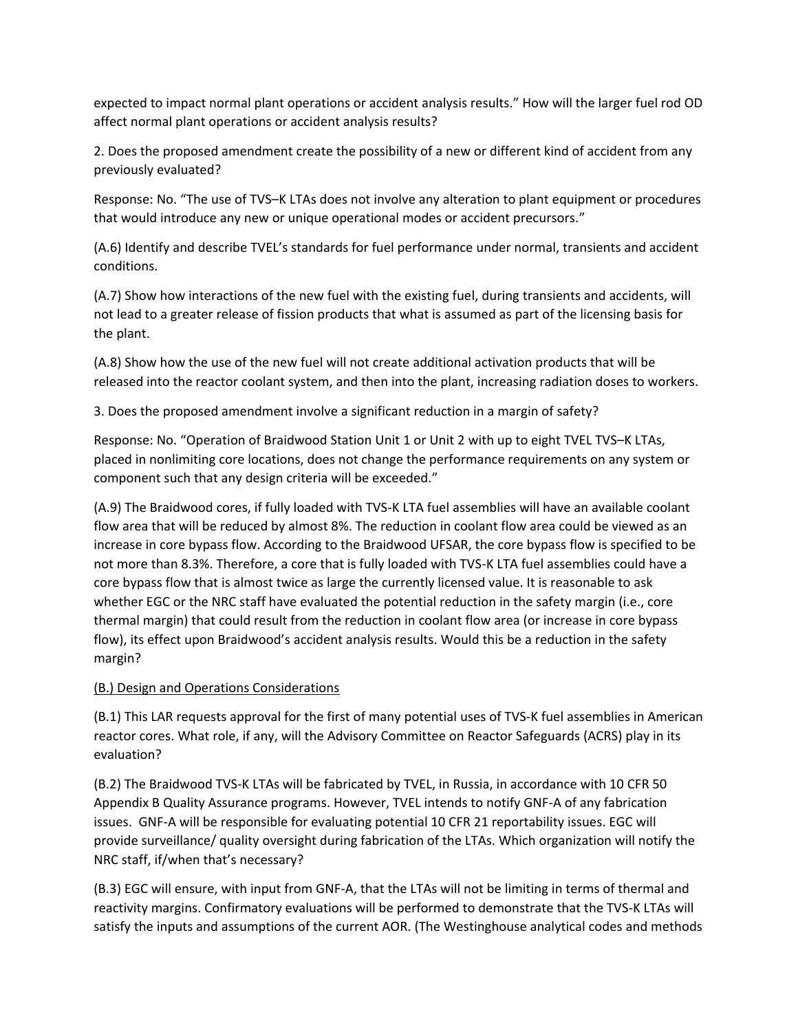expected to impact normal plant operations or accident analysis results." How will the larger fuel rod OD affect normal plant operations or accident analysis results?

2. Does the proposed amendment create the possibility of a new or different kind of accident from any previously evaluated?

Response: No. "The use of TVS–K LTAs does not involve any alteration to plant equipment or procedures that would introduce any new or unique operational modes or accident precursors."

(A.6) Identify and describe TVEL's standards for fuel performance under normal, transients and accident conditions.

(A.7) Show how interactions of the new fuel with the existing fuel, during transients and accidents, will not lead to a greater release of fission products that what is assumed as part of the licensing basis for the plant.

(A.8) Show how the use of the new fuel will not create additional activation products that will be released into the reactor coolant system, and then into the plant, increasing radiation doses to workers.

3. Does the proposed amendment involve a significant reduction in a margin of safety?

Response: No. "Operation of Braidwood Station Unit 1 or Unit 2 with up to eight TVEL TVS–K LTAs, placed in nonlimiting core locations, does not change the performance requirements on any system or component such that any design criteria will be exceeded."

(A.9) The Braidwood cores, if fully loaded with TVS-K LTA fuel assemblies will have an available coolant flow area that will be reduced by almost 8%. The reduction in coolant flow area could be viewed as an increase in core bypass flow. According to the Braidwood UFSAR, the core bypass flow is specified to be not more than 8.3%. Therefore, a core that is fully loaded with TVS-K LTA fuel assemblies could have a core bypass flow that is almost twice as large the currently licensed value. It is reasonable to ask whether EGC or the NRC staff have evaluated the potential reduction in the safety margin (i.e., core thermal margin) that could result from the reduction in coolant flow area (or increase in core bypass flow), its effect upon Braidwood's accident analysis results. Would this be a reduction in the safety margin?

<u>(B.) Design and Operations Considerations</u>

(B.1) This LAR requests approval for the first of many potential uses of TVS-K fuel assemblies in American reactor cores. What role, if any, will the Advisory Committee on Reactor Safeguards (ACRS) play in its evaluation?

(B.2) The Braidwood TVS-K LTAs will be fabricated by TVEL, in Russia, in accordance with 10 CFR 50 Appendix B Quality Assurance programs. However, TVEL intends to notify GNF-A of any fabrication issues. GNF-A will be responsible for evaluating potential 10 CFR 21 reportability issues. EGC will provide surveillance/ quality oversight during fabrication of the LTAs. Which organization will notify the NRC staff, if/when that's necessary?

(B.3) EGC will ensure, with input from GNF-A, that the LTAs will not be limiting in terms of thermal and reactivity margins. Confirmatory evaluations will be performed to demonstrate that the TVS-K LTAs will satisfy the inputs and assumptions of the current AOR. (The Westinghouse analytical codes and methods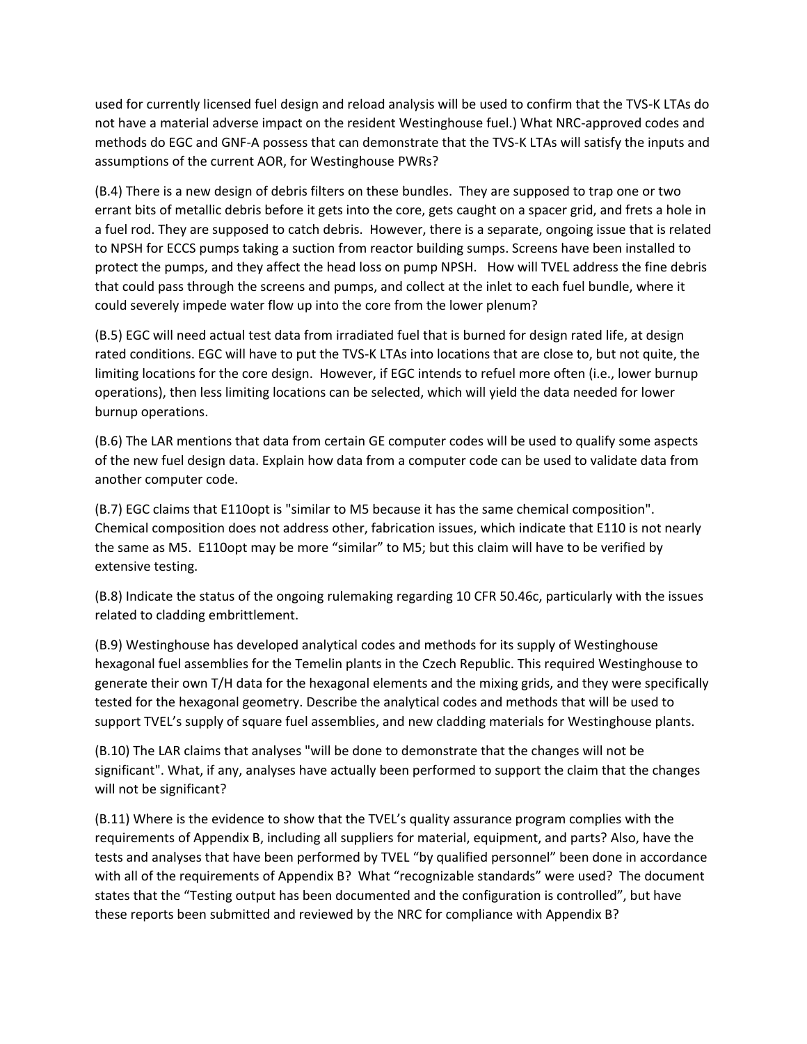used for currently licensed fuel design and reload analysis will be used to confirm that the TVS-K LTAs do not have a material adverse impact on the resident Westinghouse fuel.) What NRC-approved codes and methods do EGC and GNF-A possess that can demonstrate that the TVS-K LTAs will satisfy the inputs and assumptions of the current AOR, for Westinghouse PWRs?

(B.4) There is a new design of debris filters on these bundles. They are supposed to trap one or two errant bits of metallic debris before it gets into the core, gets caught on a spacer grid, and frets a hole in a fuel rod. They are supposed to catch debris. However, there is a separate, ongoing issue that is related to NPSH for ECCS pumps taking a suction from reactor building sumps. Screens have been installed to protect the pumps, and they affect the head loss on pump NPSH. How will TVEL address the fine debris that could pass through the screens and pumps, and collect at the inlet to each fuel bundle, where it could severely impede water flow up into the core from the lower plenum?

(B.5) EGC will need actual test data from irradiated fuel that is burned for design rated life, at design rated conditions. EGC will have to put the TVS-K LTAs into locations that are close to, but not quite, the limiting locations for the core design. However, if EGC intends to refuel more often (i.e., lower burnup operations), then less limiting locations can be selected, which will yield the data needed for lower burnup operations.

(B.6) The LAR mentions that data from certain GE computer codes will be used to qualify some aspects of the new fuel design data. Explain how data from a computer code can be used to validate data from another computer code.

(B.7) EGC claims that E110opt is "similar to M5 because it has the same chemical composition". Chemical composition does not address other, fabrication issues, which indicate that E110 is not nearly the same as M5. E110opt may be more "similar" to M5; but this claim will have to be verified by extensive testing.

(B.8) Indicate the status of the ongoing rulemaking regarding 10 CFR 50.46c, particularly with the issues related to cladding embrittlement.

(B.9) Westinghouse has developed analytical codes and methods for its supply of Westinghouse hexagonal fuel assemblies for the Temelin plants in the Czech Republic. This required Westinghouse to generate their own T/H data for the hexagonal elements and the mixing grids, and they were specifically tested for the hexagonal geometry. Describe the analytical codes and methods that will be used to support TVEL's supply of square fuel assemblies, and new cladding materials for Westinghouse plants.

(B.10) The LAR claims that analyses "will be done to demonstrate that the changes will not be significant". What, if any, analyses have actually been performed to support the claim that the changes will not be significant?

(B.11) Where is the evidence to show that the TVEL's quality assurance program complies with the requirements of Appendix B, including all suppliers for material, equipment, and parts? Also, have the tests and analyses that have been performed by TVEL "by qualified personnel" been done in accordance with all of the requirements of Appendix B? What "recognizable standards" were used? The document states that the "Testing output has been documented and the configuration is controlled", but have these reports been submitted and reviewed by the NRC for compliance with Appendix B?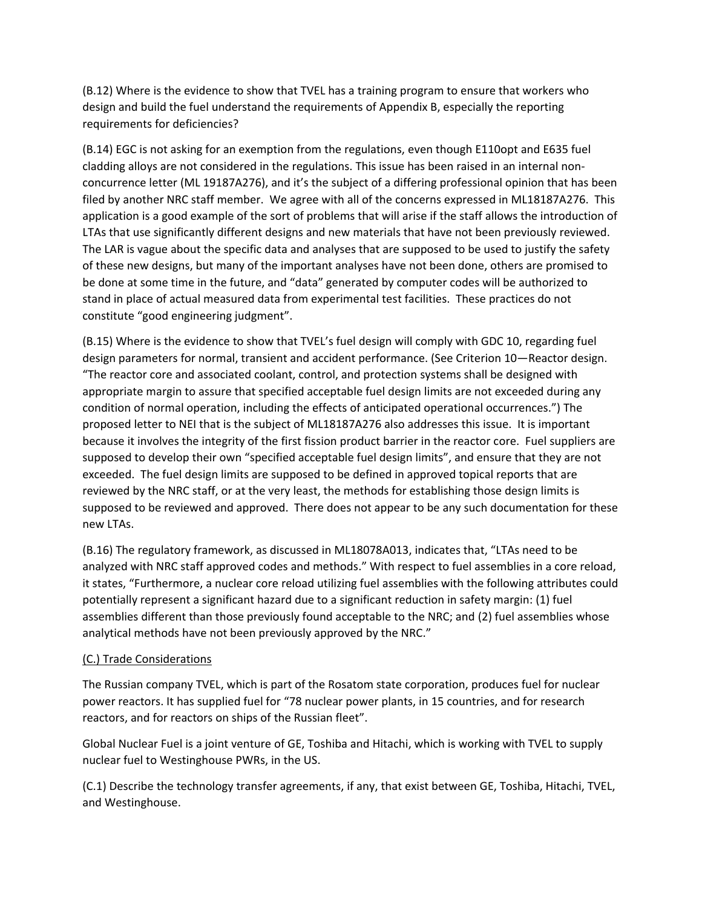(B.12) Where is the evidence to show that TVEL has a training program to ensure that workers who design and build the fuel understand the requirements of Appendix B, especially the reporting requirements for deficiencies?

(B.14) EGC is not asking for an exemption from the regulations, even though E110opt and E635 fuel cladding alloys are not considered in the regulations. This issue has been raised in an internal non-concurrence letter (ML 19187A276), and it's the subject of a differing professional opinion that has been filed by another NRC staff member. We agree with all of the concerns expressed in ML18187A276. This application is a good example of the sort of problems that will arise if the staff allows the introduction of LTAs that use significantly different designs and new materials that have not been previously reviewed. The LAR is vague about the specific data and analyses that are supposed to be used to justify the safety of these new designs, but many of the important analyses have not been done, others are promised to be done at some time in the future, and "data" generated by computer codes will be authorized to stand in place of actual measured data from experimental test facilities. These practices do not constitute "good engineering judgment".

(B.15) Where is the evidence to show that TVEL's fuel design will comply with GDC 10, regarding fuel design parameters for normal, transient and accident performance. (See Criterion 10—Reactor design. "The reactor core and associated coolant, control, and protection systems shall be designed with appropriate margin to assure that specified acceptable fuel design limits are not exceeded during any condition of normal operation, including the effects of anticipated operational occurrences.") The proposed letter to NEI that is the subject of ML18187A276 also addresses this issue. It is important because it involves the integrity of the first fission product barrier in the reactor core. Fuel suppliers are supposed to develop their own "specified acceptable fuel design limits", and ensure that they are not exceeded. The fuel design limits are supposed to be defined in approved topical reports that are reviewed by the NRC staff, or at the very least, the methods for establishing those design limits is supposed to be reviewed and approved. There does not appear to be any such documentation for these new LTAs.

(B.16) The regulatory framework, as discussed in ML18078A013, indicates that, "LTAs need to be analyzed with NRC staff approved codes and methods." With respect to fuel assemblies in a core reload, it states, "Furthermore, a nuclear core reload utilizing fuel assemblies with the following attributes could potentially represent a significant hazard due to a significant reduction in safety margin: (1) fuel assemblies different than those previously found acceptable to the NRC; and (2) fuel assemblies whose analytical methods have not been previously approved by the NRC."

(C.) Trade Considerations

The Russian company TVEL, which is part of the Rosatom state corporation, produces fuel for nuclear power reactors. It has supplied fuel for "78 nuclear power plants, in 15 countries, and for research reactors, and for reactors on ships of the Russian fleet".

Global Nuclear Fuel is a joint venture of GE, Toshiba and Hitachi, which is working with TVEL to supply nuclear fuel to Westinghouse PWRs, in the US.

(C.1) Describe the technology transfer agreements, if any, that exist between GE, Toshiba, Hitachi, TVEL, and Westinghouse.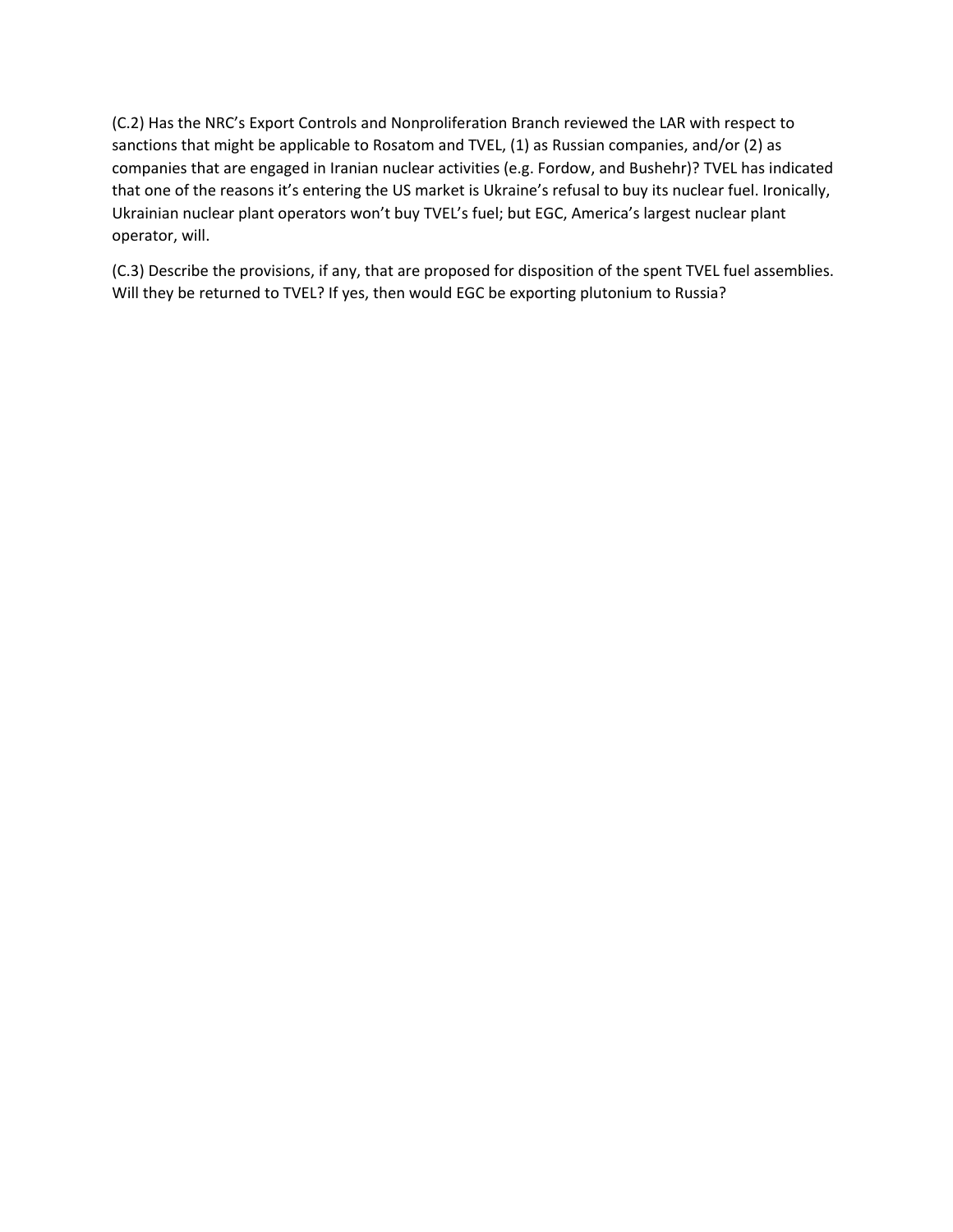(C.2) Has the NRC's Export Controls and Nonproliferation Branch reviewed the LAR with respect to sanctions that might be applicable to Rosatom and TVEL, (1) as Russian companies, and/or (2) as companies that are engaged in Iranian nuclear activities (e.g. Fordow, and Bushehr)? TVEL has indicated that one of the reasons it's entering the US market is Ukraine's refusal to buy its nuclear fuel. Ironically, Ukrainian nuclear plant operators won't buy TVEL's fuel; but EGC, America's largest nuclear plant operator, will.

(C.3) Describe the provisions, if any, that are proposed for disposition of the spent TVEL fuel assemblies. Will they be returned to TVEL? If yes, then would EGC be exporting plutonium to Russia?